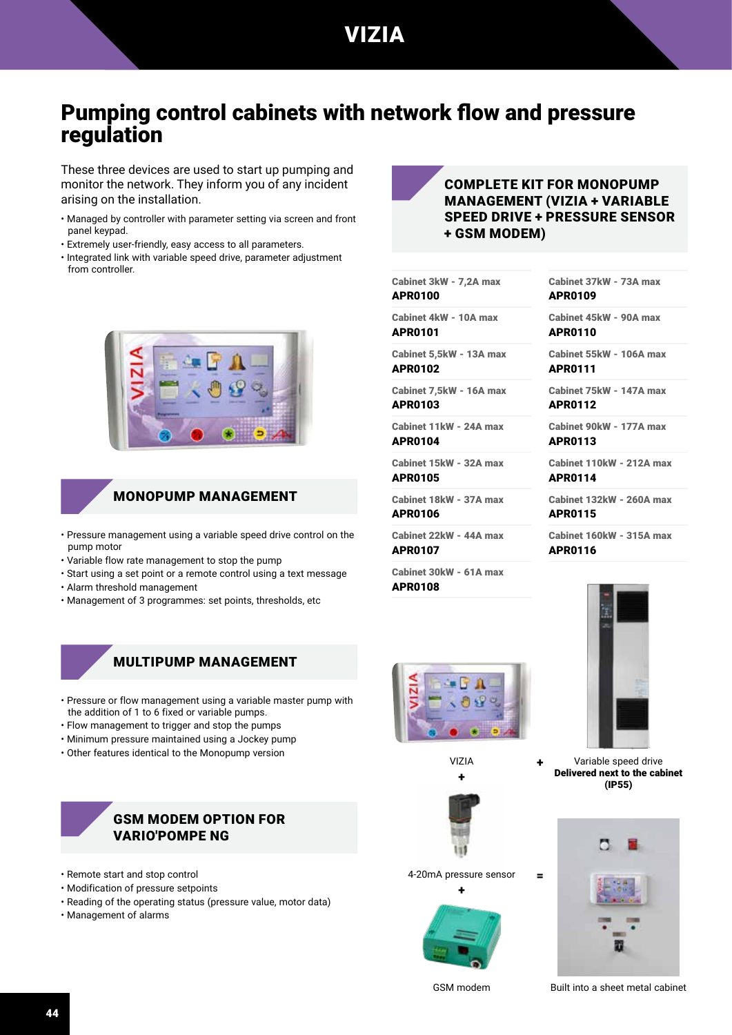# Pumping control cabinets with network flow and pressure regulation

These three devices are used to start up pumping and monitor the network. They inform you of any incident arising on the installation.

- Managed by controller with parameter setting via screen and front panel keypad.
- Extremely user-friendly, easy access to all parameters.
- Integrated link with variable speed drive, parameter adjustment from controller.

## MONOPUMP MANAGEMENT

- Pressure management using a variable speed drive control on the pump motor
- Variable flow rate management to stop the pump
- Start using a set point or a remote control using a text message
- Alarm threshold management
- Management of 3 programmes: set points, thresholds, etc

## MULTIPUMP MANAGEMENT

- Pressure or flow management using a variable master pump with the addition of 1 to 6 fixed or variable pumps.
- Flow management to trigger and stop the pumps
- Minimum pressure maintained using a Jockey pump
- Other features identical to the Monopump version

## GSM MODEM OPTION FOR VARIO'POMPE NG

- Remote start and stop control
- Modification of pressure setpoints
- Reading of the operating status (pressure value, motor data)
- Management of alarms

## COMPLETE KIT FOR MONOPUMP MANAGEMENT (VIZIA + VARIABLE SPEED DRIVE + PRESSURE SENSOR + GSM MODEM)

| Cabinet | Reference | Cabinet | Reference |
|---|---|---|---|
| Cabinet 3kW - 7,2A max | **APR0100** | Cabinet 37kW - 73A max | **APR0109** |
| Cabinet 4kW - 10A max | **APR0101** | Cabinet 45kW - 90A max | **APR0110** |
| Cabinet 5,5kW - 13A max | **APR0102** | Cabinet 55kW - 106A max | **APR0111** |
| Cabinet 7,5kW - 16A max | **APR0103** | Cabinet 75kW - 147A max | **APR0112** |
| Cabinet 11kW - 24A max | **APR0104** | Cabinet 90kW - 177A max | **APR0113** |
| Cabinet 15kW - 32A max | **APR0105** | Cabinet 110kW - 212A max | **APR0114** |
| Cabinet 18kW - 37A max | **APR0106** | Cabinet 132kW - 260A max | **APR0115** |
| Cabinet 22kW - 44A max | **APR0107** | Cabinet 160kW - 315A max | **APR0116** |
| Cabinet 30kW - 61A max | **APR0108** | | |

VIZIA + Variable speed drive **Delivered next to the cabinet (IP55)**

\+ 4-20mA pressure sensor

\+ GSM modem

= Built into a sheet metal cabinet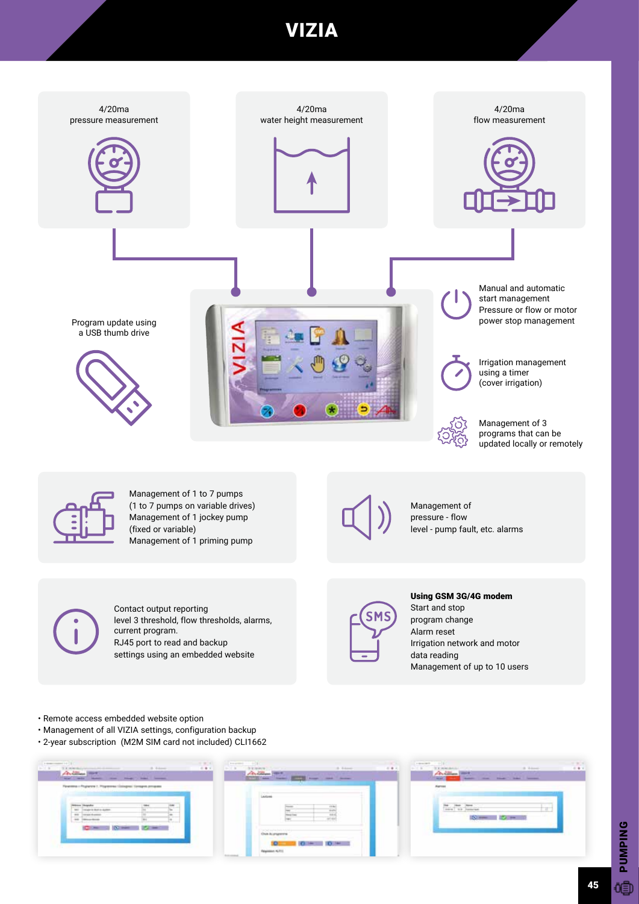# VIZIA

4/20ma
pressure measurement

4/20ma
water height measurement

4/20ma
flow measurement

Program update using a USB thumb drive

Manual and automatic start management
Pressure or flow or motor power stop management

Irrigation management using a timer
(cover irrigation)

Management of 3 programs that can be updated locally or remotely

Management of 1 to 7 pumps
(1 to 7 pumps on variable drives)
Management of 1 jockey pump
(fixed or variable)
Management of 1 priming pump

Management of
pressure - flow
level - pump fault, etc. alarms

Contact output reporting
level 3 threshold, flow thresholds, alarms, current program.
RJ45 port to read and backup settings using an embedded website

**Using GSM 3G/4G modem**
Start and stop
program change
Alarm reset
Irrigation network and motor data reading
Management of up to 10 users

- Remote access embedded website option
- Management of all VIZIA settings, configuration backup
- 2-year subscription (M2M SIM card not included) CLI1662